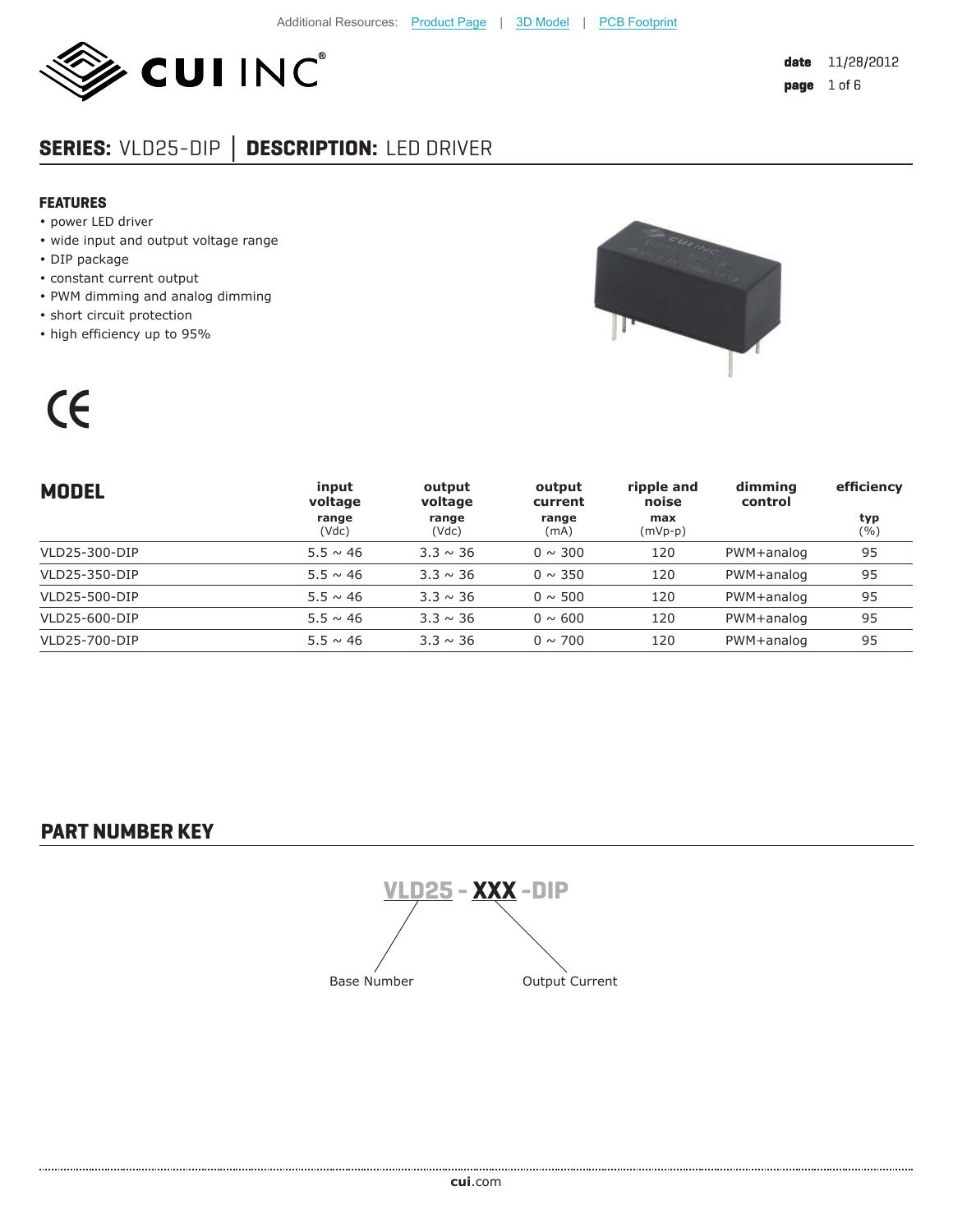Additional Resources: Product Page | 3D Model | PCB Footprint

# SERIES: VLD25-DIP | DESCRIPTION: LED DRIVER

## FEATURES

- power LED driver
- wide input and output voltage range
- DIP package
- constant current output
- PWM dimming and analog dimming
- short circuit protection
- high efficiency up to 95%

| MODEL | input voltage range (Vdc) | output voltage range (Vdc) | output current range (mA) | ripple and noise max (mVp-p) | dimming control | efficiency typ (%) |
|---|---|---|---|---|---|---|
| VLD25-300-DIP | 5.5 ~ 46 | 3.3 ~ 36 | 0 ~ 300 | 120 | PWM+analog | 95 |
| VLD25-350-DIP | 5.5 ~ 46 | 3.3 ~ 36 | 0 ~ 350 | 120 | PWM+analog | 95 |
| VLD25-500-DIP | 5.5 ~ 46 | 3.3 ~ 36 | 0 ~ 500 | 120 | PWM+analog | 95 |
| VLD25-600-DIP | 5.5 ~ 46 | 3.3 ~ 36 | 0 ~ 600 | 120 | PWM+analog | 95 |
| VLD25-700-DIP | 5.5 ~ 46 | 3.3 ~ 36 | 0 ~ 700 | 120 | PWM+analog | 95 |

## PART NUMBER KEY

VLD25 - XXX -DIP

- VLD25: Base Number
- XXX: Output Current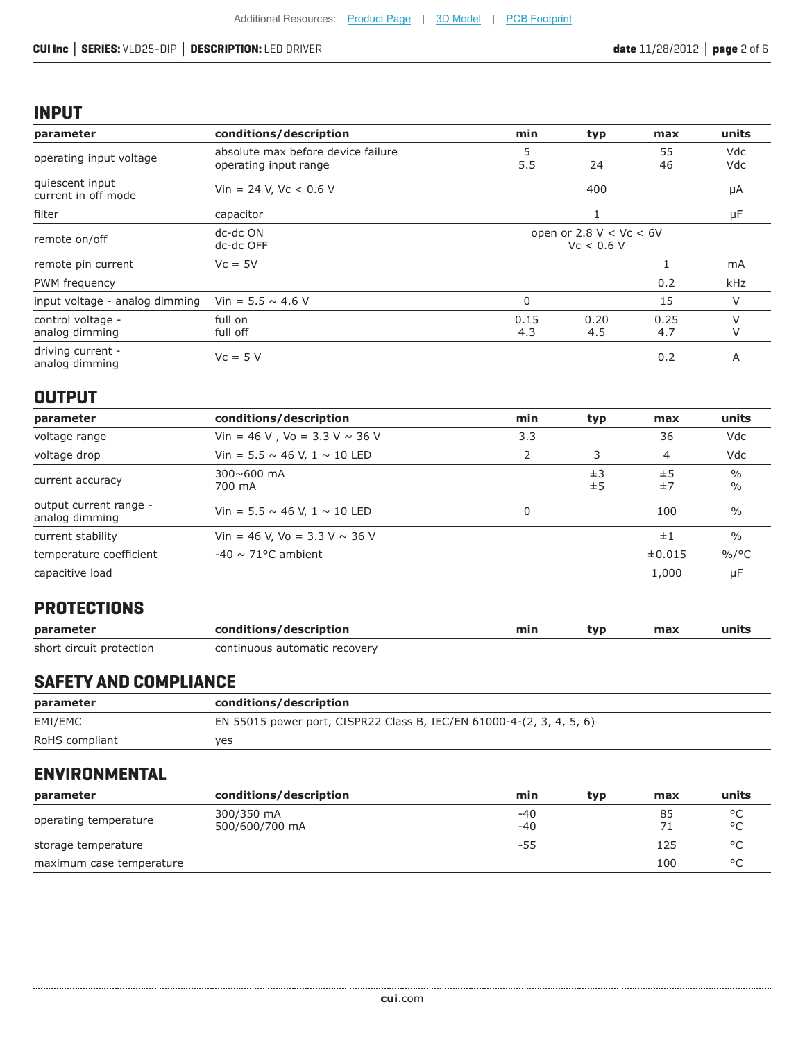## INPUT

| parameter | conditions/description | min | typ | max | units |
|---|---|---|---|---|---|
| operating input voltage | absolute max before device failure<br>operating input range | 5<br>5.5 | <br>24 | 55<br>46 | Vdc<br>Vdc |
| quiescent input current in off mode | Vin = 24 V, Vc < 0.6 V | | 400 | | μA |
| filter | capacitor | | 1 | | μF |
| remote on/off | dc-dc ON<br>dc-dc OFF | | open or 2.8 V < Vc < 6V<br>Vc < 0.6 V | | |
| remote pin current | Vc = 5V | | | 1 | mA |
| PWM frequency | | | | 0.2 | kHz |
| input voltage - analog dimming | Vin = 5.5 ~ 4.6 V | 0 | | 15 | V |
| control voltage - analog dimming | full on<br>full off | 0.15<br>4.3 | 0.20<br>4.5 | 0.25<br>4.7 | V<br>V |
| driving current - analog dimming | Vc = 5 V | | | 0.2 | A |

## OUTPUT

| parameter | conditions/description | min | typ | max | units |
|---|---|---|---|---|---|
| voltage range | Vin = 46 V , Vo = 3.3 V ~ 36 V | 3.3 | | 36 | Vdc |
| voltage drop | Vin = 5.5 ~ 46 V, 1 ~ 10 LED | 2 | 3 | 4 | Vdc |
| current accuracy | 300~600 mA<br>700 mA | | ±3<br>±5 | ±5<br>±7 | %<br>% |
| output current range - analog dimming | Vin = 5.5 ~ 46 V, 1 ~ 10 LED | 0 | | 100 | % |
| current stability | Vin = 46 V, Vo = 3.3 V ~ 36 V | | | ±1 | % |
| temperature coefficient | -40 ~ 71°C ambient | | | ±0.015 | %/°C |
| capacitive load | | | | 1,000 | μF |

## PROTECTIONS

| parameter | conditions/description | min | typ | max | units |
|---|---|---|---|---|---|
| short circuit protection | continuous automatic recovery | | | | |

## SAFETY AND COMPLIANCE

| parameter | conditions/description |
|---|---|
| EMI/EMC | EN 55015 power port, CISPR22 Class B, IEC/EN 61000-4-(2, 3, 4, 5, 6) |
| RoHS compliant | yes |

## ENVIRONMENTAL

| parameter | conditions/description | min | typ | max | units |
|---|---|---|---|---|---|
| operating temperature | 300/350 mA<br>500/600/700 mA | -40<br>-40 | | 85<br>71 | °C<br>°C |
| storage temperature | | -55 | | 125 | °C |
| maximum case temperature | | | | 100 | °C |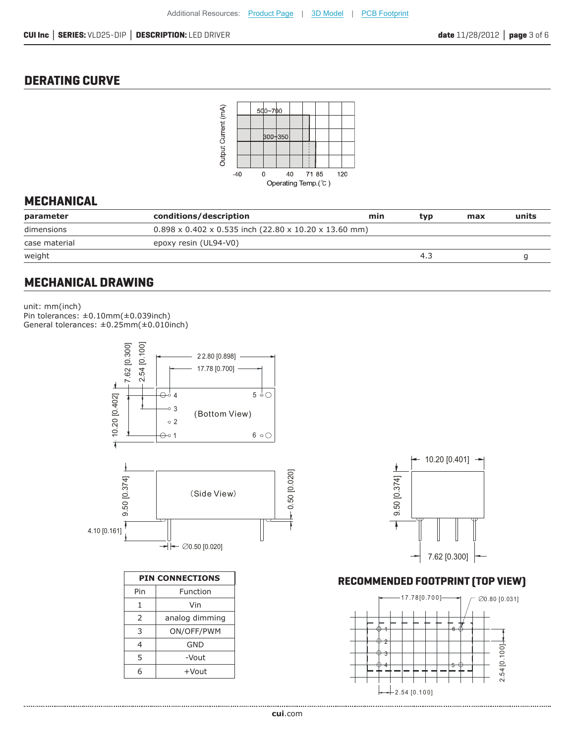Additional Resources: Product Page | 3D Model | PCB Footprint

## DERATING CURVE

Output Current (mA)

500~700

300~350

-40 0 40 71 85 120

Operating Temp.(℃)

## MECHANICAL

| parameter | conditions/description | min | typ | max | units |
|---|---|---|---|---|---|
| dimensions | 0.898 x 0.402 x 0.535 inch (22.80 x 10.20 x 13.60 mm) | | | | |
| case material | epoxy resin (UL94-V0) | | | | |
| weight | | | 4.3 | | g |

## MECHANICAL DRAWING

unit: mm(inch)
Pin tolerances: ±0.10mm(±0.039inch)
General tolerances: ±0.25mm(±0.010inch)

22.80 [0.898]
17.78 [0.700]
7.62 [0.300]
2.54 [0.100]
10.20 [0.402]
(Bottom View)
4, 3, 2, 1, 5, 6

9.50 [0.374]
(Side View)
0.50 [0.020]
4.10 [0.161]
∅0.50 [0.020]

10.20 [0.401]
9.50 [0.374]
7.62 [0.300]

| PIN CONNECTIONS | |
|---|---|
| Pin | Function |
| 1 | Vin |
| 2 | analog dimming |
| 3 | ON/OFF/PWM |
| 4 | GND |
| 5 | -Vout |
| 6 | +Vout |

## RECOMMENDED FOOTPRINT (TOP VIEW)

17.78[0.700]
∅0.80 [0.031]
2.54 [0.100]
2.54 [0.100]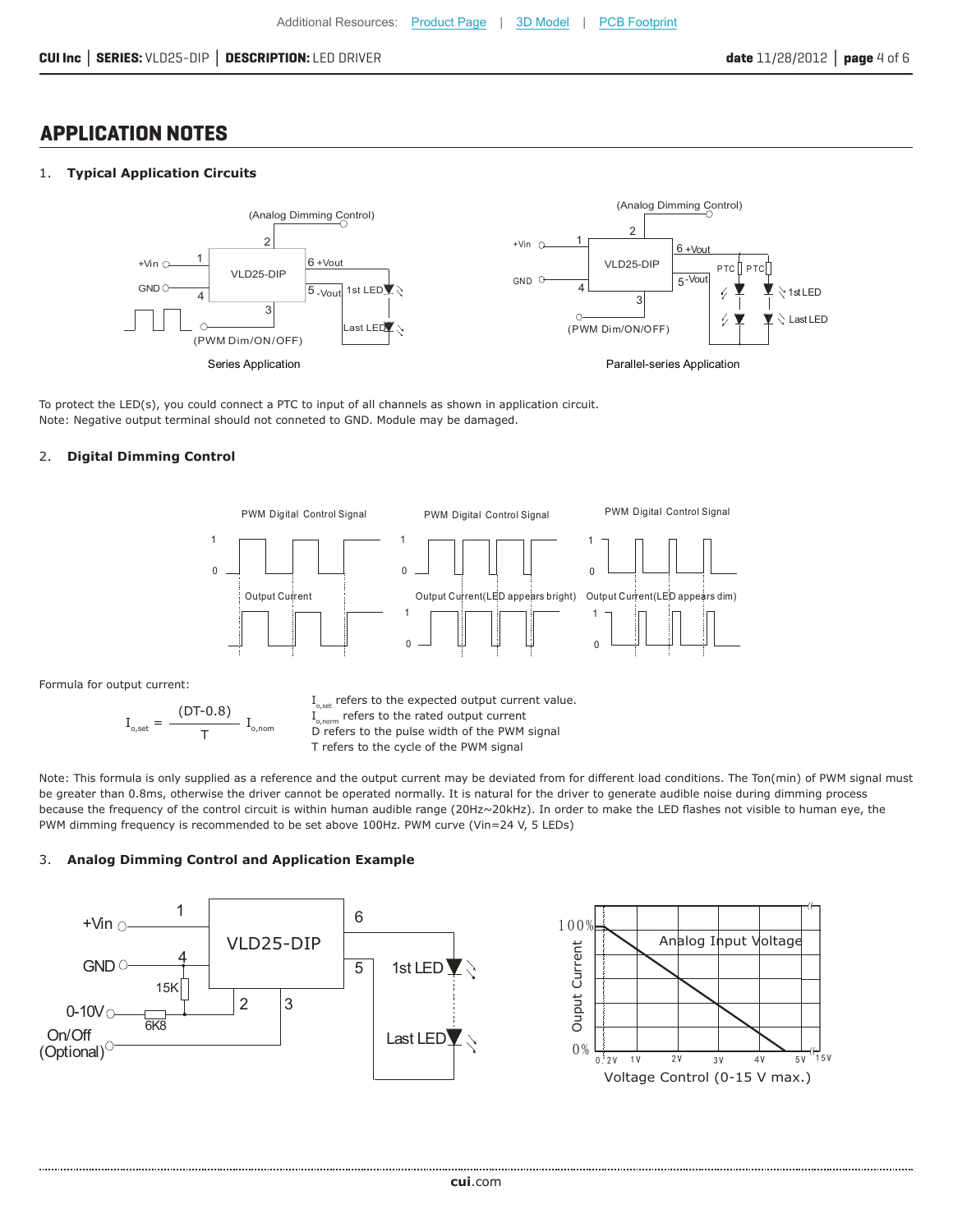## APPLICATION NOTES

1. **Typical Application Circuits**

Series Application

Parallel-series Application

To protect the LED(s), you could connect a PTC to input of all channels as shown in application circuit.
Note: Negative output terminal should not conneted to GND. Module may be damaged.

2. **Digital Dimming Control**

Formula for output current:

$$I_{o,set} = \frac{(DT-0.8)}{T} I_{o,nom}$$

$I_{o,set}$ refers to the expected output current value.
$I_{o,norm}$ refers to the rated output current
D refers to the pulse width of the PWM signal
T refers to the cycle of the PWM signal

Note: This formula is only supplied as a reference and the output current may be deviated from for different load conditions. The Ton(min) of PWM signal must be greater than 0.8ms, otherwise the driver cannot be operated normally. It is natural for the driver to generate audible noise during dimming process because the frequency of the control circuit is within human audible range (20Hz~20kHz). In order to make the LED flashes not visible to human eye, the PWM dimming frequency is recommended to be set above 100Hz. PWM curve (Vin=24 V, 5 LEDs)

3. **Analog Dimming Control and Application Example**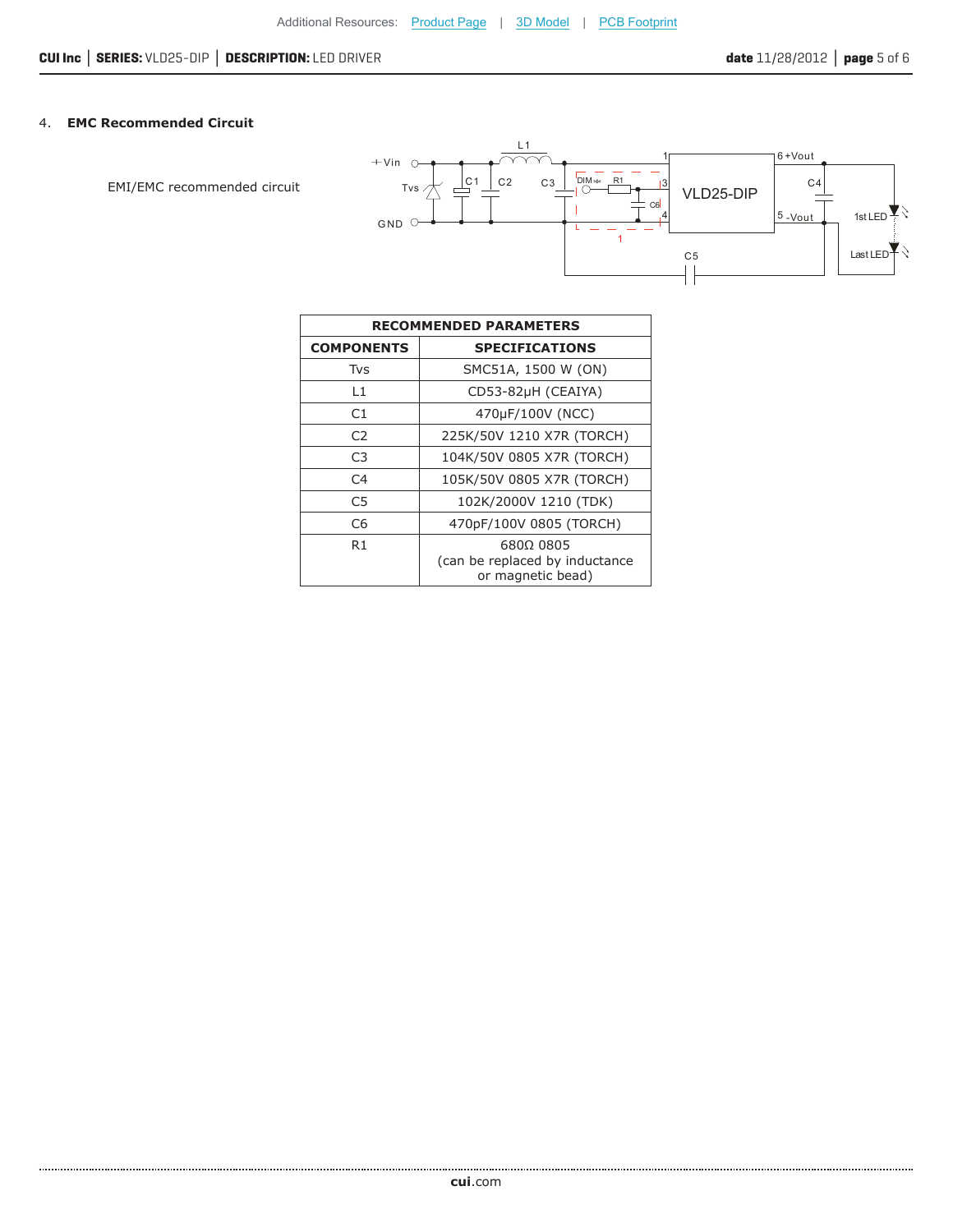4. **EMC Recommended Circuit**

EMI/EMC recommended circuit

| RECOMMENDED PARAMETERS | |
|---|---|
| **COMPONENTS** | **SPECIFICATIONS** |
| Tvs | SMC51A, 1500 W (ON) |
| L1 | CD53-82μH (CEAIYA) |
| C1 | 470μF/100V (NCC) |
| C2 | 225K/50V 1210 X7R (TORCH) |
| C3 | 104K/50V 0805 X7R (TORCH) |
| C4 | 105K/50V 0805 X7R (TORCH) |
| C5 | 102K/2000V 1210 (TDK) |
| C6 | 470pF/100V 0805 (TORCH) |
| R1 | 680Ω 0805 (can be replaced by inductance or magnetic bead) |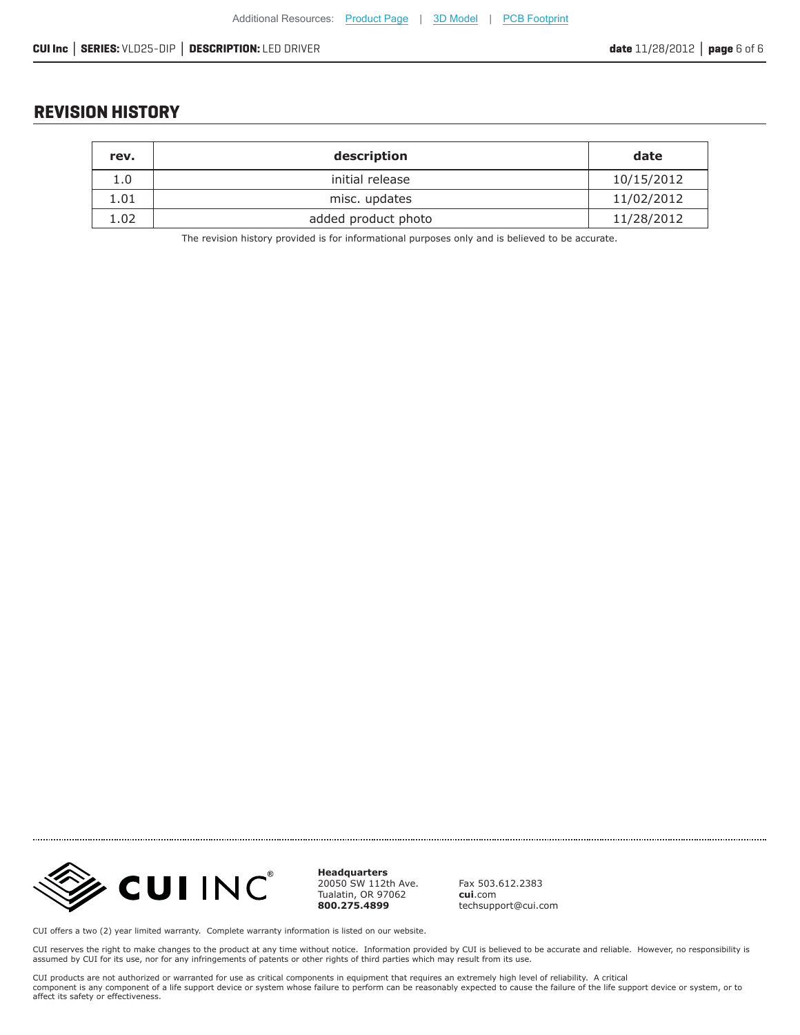## REVISION HISTORY

| rev. | description | date |
| --- | --- | --- |
| 1.0 | initial release | 10/15/2012 |
| 1.01 | misc. updates | 11/02/2012 |
| 1.02 | added product photo | 11/28/2012 |

The revision history provided is for informational purposes only and is believed to be accurate.

**Headquarters**
20050 SW 112th Ave.
Tualatin, OR 97062
**800.275.4899**

Fax 503.612.2383
**cui**.com
techsupport@cui.com

CUI offers a two (2) year limited warranty. Complete warranty information is listed on our website.

CUI reserves the right to make changes to the product at any time without notice. Information provided by CUI is believed to be accurate and reliable. However, no responsibility is assumed by CUI for its use, nor for any infringements of patents or other rights of third parties which may result from its use.

CUI products are not authorized or warranted for use as critical components in equipment that requires an extremely high level of reliability. A critical component is any component of a life support device or system whose failure to perform can be reasonably expected to cause the failure of the life support device or system, or to affect its safety or effectiveness.